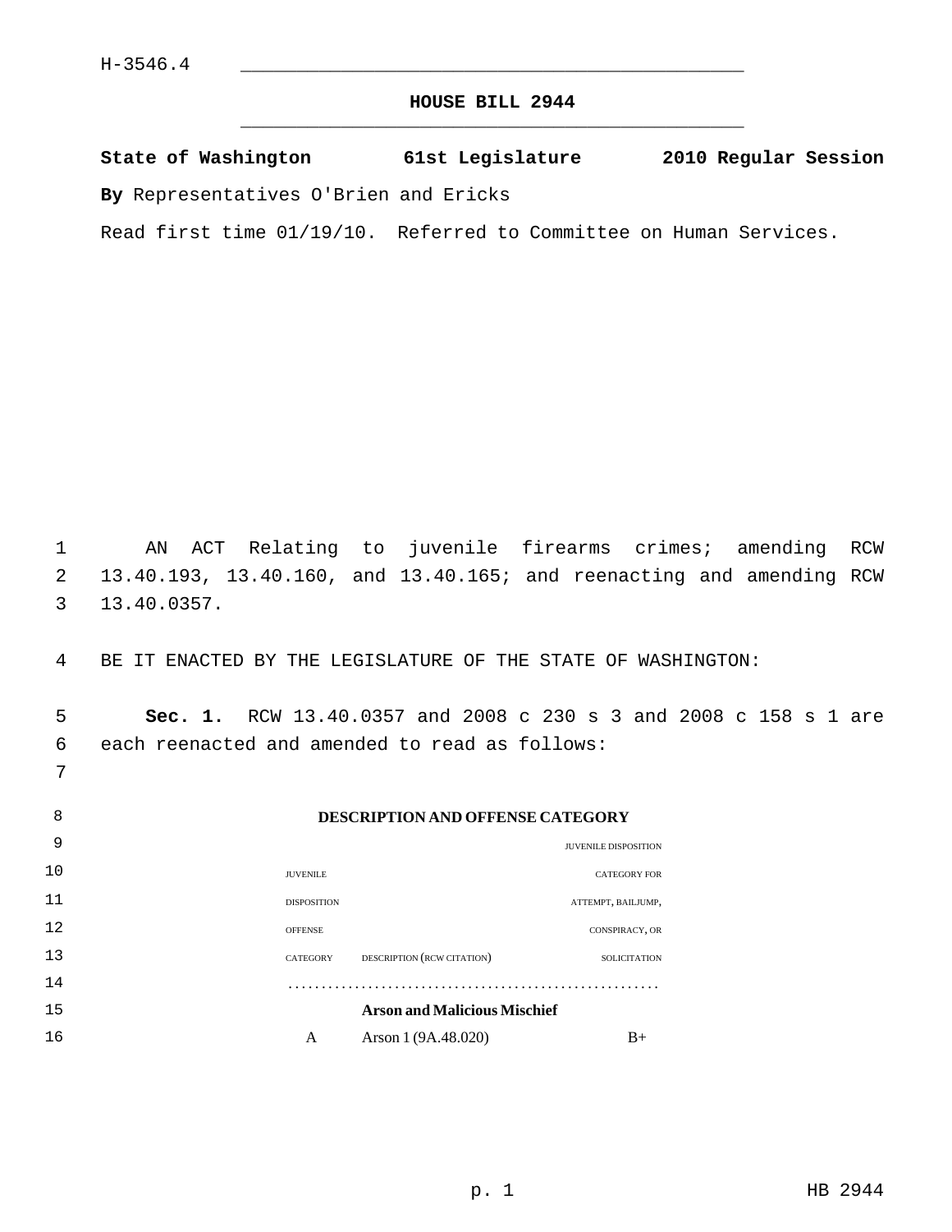H-3546.4

# HOUSE BILL 2944

**State of Washington 61st Legislature 2010 Regular Session**

**By** Representatives O'Brien and Ericks

Read first time 01/19/10. Referred to Committee on Human Services.

AN ACT Relating to juvenile firearms crimes; amending RCW 13.40.193, 13.40.160, and 13.40.165; and reenacting and amending RCW 13.40.0357.

BE IT ENACTED BY THE LEGISLATURE OF THE STATE OF WASHINGTON:

**Sec. 1.** RCW 13.40.0357 and 2008 c 230 s 3 and 2008 c 158 s 1 are each reenacted and amended to read as follows:

**DESCRIPTION AND OFFENSE CATEGORY**

| JUVENILE DISPOSITION OFFENSE CATEGORY | DESCRIPTION (RCW CITATION) | JUVENILE DISPOSITION CATEGORY FOR ATTEMPT, BAILJUMP, CONSPIRACY, OR SOLICITATION |
| --- | --- | --- |
| | **Arson and Malicious Mischief** | |
| A | Arson 1 (9A.48.020) | B+ |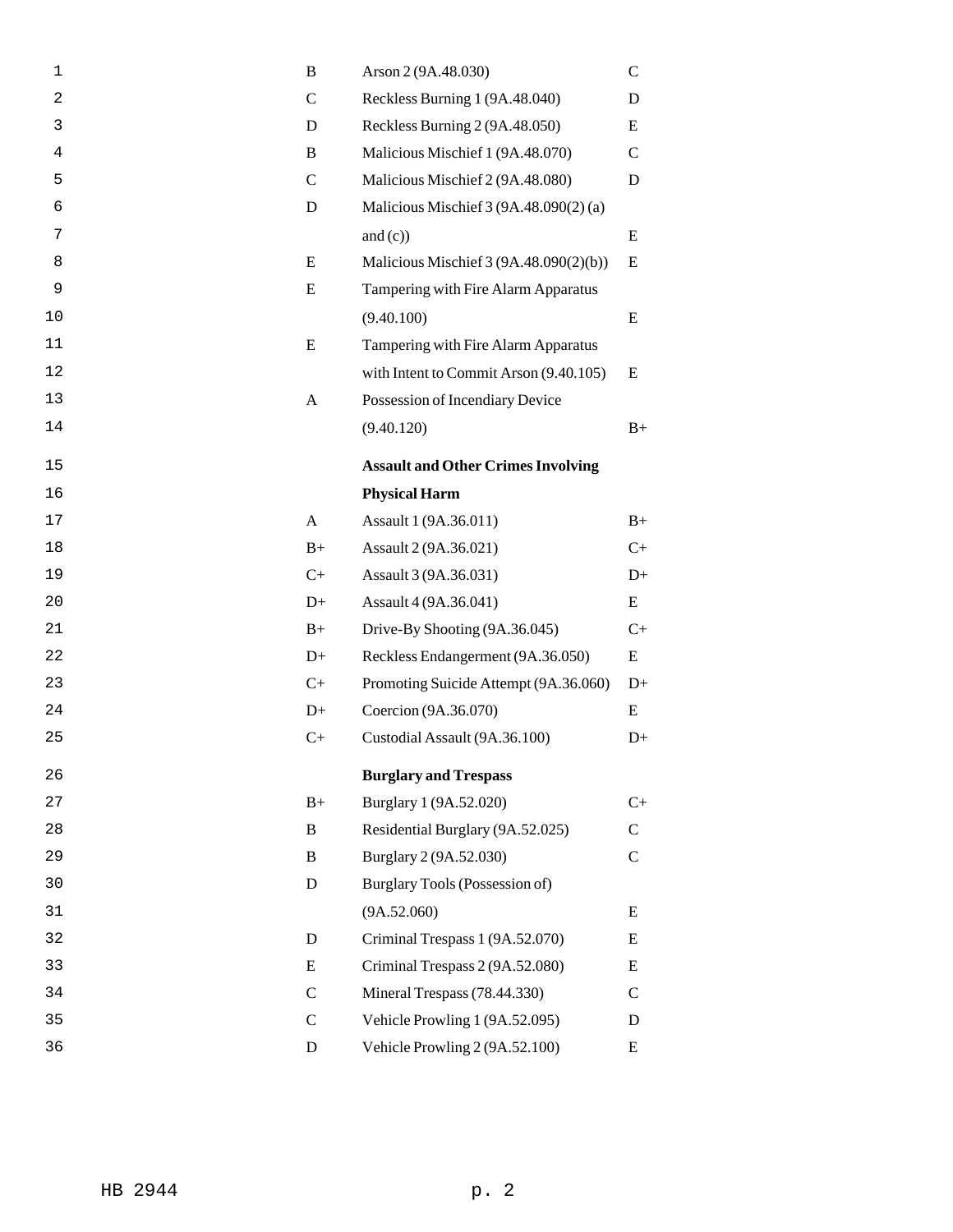| | | |
|---|---|---|
| B | Arson 2 (9A.48.030) | C |
| C | Reckless Burning 1 (9A.48.040) | D |
| D | Reckless Burning 2 (9A.48.050) | E |
| B | Malicious Mischief 1 (9A.48.070) | C |
| C | Malicious Mischief 2 (9A.48.080) | D |
| D | Malicious Mischief 3 (9A.48.090(2) (a) and (c)) | E |
| E | Malicious Mischief 3 (9A.48.090(2)(b)) | E |
| E | Tampering with Fire Alarm Apparatus (9.40.100) | E |
| E | Tampering with Fire Alarm Apparatus with Intent to Commit Arson (9.40.105) | E |
| A | Possession of Incendiary Device (9.40.120) | B+ |
| | **Assault and Other Crimes Involving Physical Harm** | |
| A | Assault 1 (9A.36.011) | B+ |
| B+ | Assault 2 (9A.36.021) | C+ |
| C+ | Assault 3 (9A.36.031) | D+ |
| D+ | Assault 4 (9A.36.041) | E |
| B+ | Drive-By Shooting (9A.36.045) | C+ |
| D+ | Reckless Endangerment (9A.36.050) | E |
| C+ | Promoting Suicide Attempt (9A.36.060) | D+ |
| D+ | Coercion (9A.36.070) | E |
| C+ | Custodial Assault (9A.36.100) | D+ |
| | **Burglary and Trespass** | |
| B+ | Burglary 1 (9A.52.020) | C+ |
| B | Residential Burglary (9A.52.025) | C |
| B | Burglary 2 (9A.52.030) | C |
| D | Burglary Tools (Possession of) (9A.52.060) | E |
| D | Criminal Trespass 1 (9A.52.070) | E |
| E | Criminal Trespass 2 (9A.52.080) | E |
| C | Mineral Trespass (78.44.330) | C |
| C | Vehicle Prowling 1 (9A.52.095) | D |
| D | Vehicle Prowling 2 (9A.52.100) | E |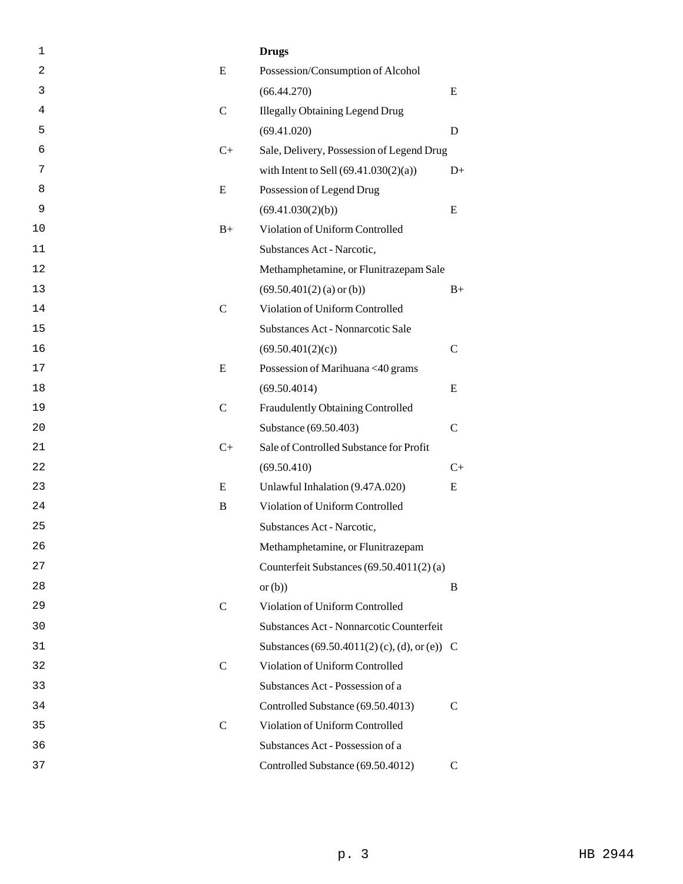| | **Drugs** | |
|---|---|---|
| E | Possession/Consumption of Alcohol (66.44.270) | E |
| C | Illegally Obtaining Legend Drug (69.41.020) | D |
| C+ | Sale, Delivery, Possession of Legend Drug with Intent to Sell (69.41.030(2)(a)) | D+ |
| E | Possession of Legend Drug (69.41.030(2)(b)) | E |
| B+ | Violation of Uniform Controlled Substances Act - Narcotic, Methamphetamine, or Flunitrazepam Sale (69.50.401(2) (a) or (b)) | B+ |
| C | Violation of Uniform Controlled Substances Act - Nonnarcotic Sale (69.50.401(2)(c)) | C |
| E | Possession of Marihuana <40 grams (69.50.4014) | E |
| C | Fraudulently Obtaining Controlled Substance (69.50.403) | C |
| C+ | Sale of Controlled Substance for Profit (69.50.410) | C+ |
| E | Unlawful Inhalation (9.47A.020) | E |
| B | Violation of Uniform Controlled Substances Act - Narcotic, Methamphetamine, or Flunitrazepam Counterfeit Substances (69.50.4011(2) (a) or (b)) | B |
| C | Violation of Uniform Controlled Substances Act - Nonnarcotic Counterfeit Substances (69.50.4011(2) (c), (d), or (e)) | C |
| C | Violation of Uniform Controlled Substances Act - Possession of a Controlled Substance (69.50.4013) | C |
| C | Violation of Uniform Controlled Substances Act - Possession of a Controlled Substance (69.50.4012) | C |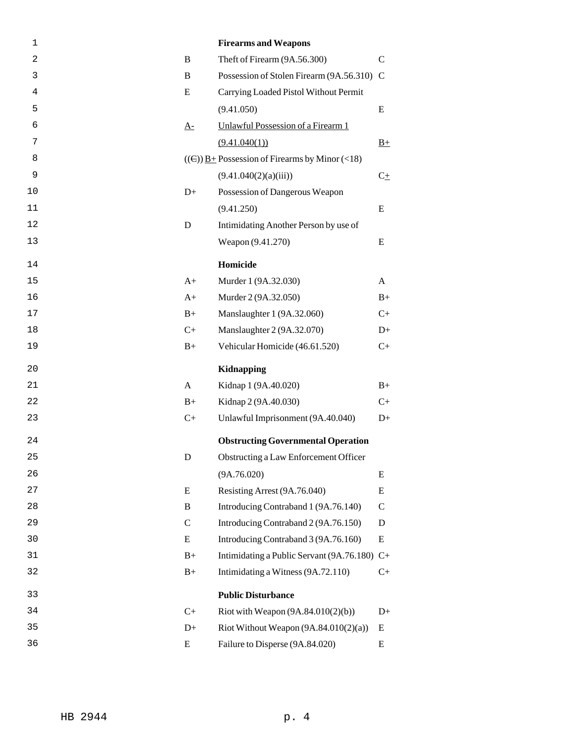| | | |
|---|---|---|
| | **Firearms and Weapons** | |
| B | Theft of Firearm (9A.56.300) | C |
| B | Possession of Stolen Firearm (9A.56.310) | C |
| E | Carrying Loaded Pistol Without Permit (9.41.050) | E |
| A- | Unlawful Possession of a Firearm 1 (9.41.040(1)) | B+ |
| ((C)) B+ | Possession of Firearms by Minor (<18) (9.41.040(2)(a)(iii)) | C+ |
| D+ | Possession of Dangerous Weapon (9.41.250) | E |
| D | Intimidating Another Person by use of Weapon (9.41.270) | E |
| | **Homicide** | |
| A+ | Murder 1 (9A.32.030) | A |
| A+ | Murder 2 (9A.32.050) | B+ |
| B+ | Manslaughter 1 (9A.32.060) | C+ |
| C+ | Manslaughter 2 (9A.32.070) | D+ |
| B+ | Vehicular Homicide (46.61.520) | C+ |
| | **Kidnapping** | |
| A | Kidnap 1 (9A.40.020) | B+ |
| B+ | Kidnap 2 (9A.40.030) | C+ |
| C+ | Unlawful Imprisonment (9A.40.040) | D+ |
| | **Obstructing Governmental Operation** | |
| D | Obstructing a Law Enforcement Officer (9A.76.020) | E |
| E | Resisting Arrest (9A.76.040) | E |
| B | Introducing Contraband 1 (9A.76.140) | C |
| C | Introducing Contraband 2 (9A.76.150) | D |
| E | Introducing Contraband 3 (9A.76.160) | E |
| B+ | Intimidating a Public Servant (9A.76.180) | C+ |
| B+ | Intimidating a Witness (9A.72.110) | C+ |
| | **Public Disturbance** | |
| C+ | Riot with Weapon (9A.84.010(2)(b)) | D+ |
| D+ | Riot Without Weapon (9A.84.010(2)(a)) | E |
| E | Failure to Disperse (9A.84.020) | E |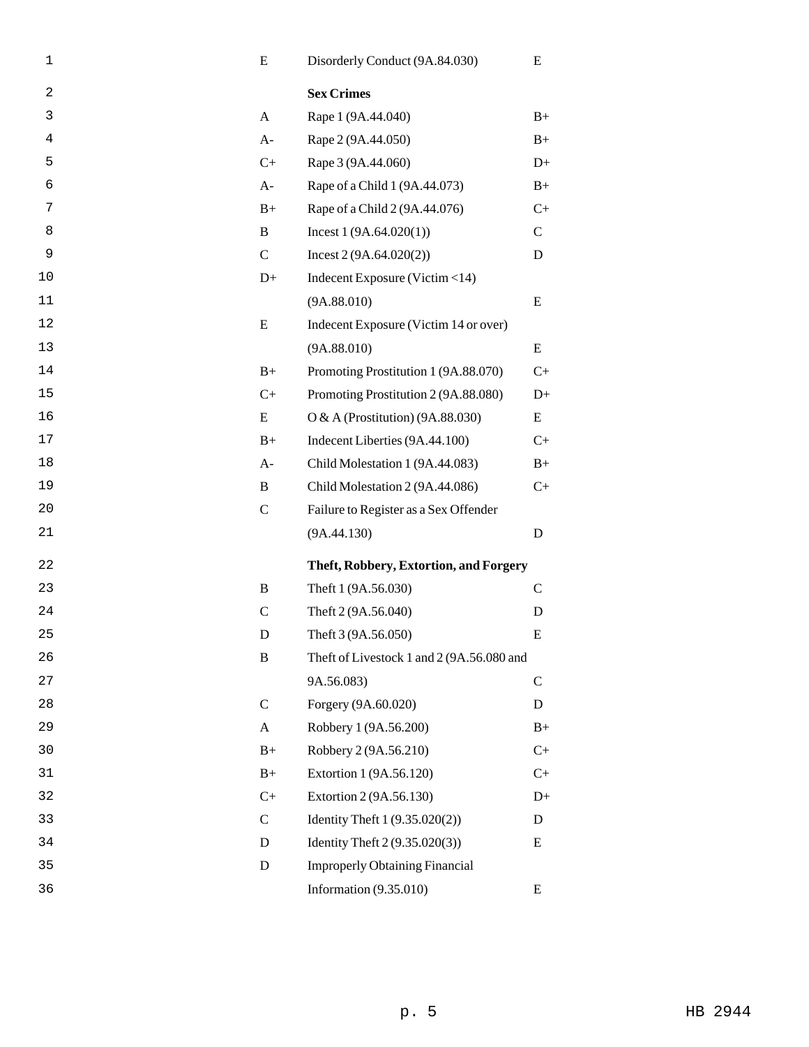| | | |
|---|---|---|
| E | Disorderly Conduct (9A.84.030) | E |
| | **Sex Crimes** | |
| A | Rape 1 (9A.44.040) | B+ |
| A- | Rape 2 (9A.44.050) | B+ |
| C+ | Rape 3 (9A.44.060) | D+ |
| A- | Rape of a Child 1 (9A.44.073) | B+ |
| B+ | Rape of a Child 2 (9A.44.076) | C+ |
| B | Incest 1 (9A.64.020(1)) | C |
| C | Incest 2 (9A.64.020(2)) | D |
| D+ | Indecent Exposure (Victim <14) (9A.88.010) | E |
| E | Indecent Exposure (Victim 14 or over) (9A.88.010) | E |
| B+ | Promoting Prostitution 1 (9A.88.070) | C+ |
| C+ | Promoting Prostitution 2 (9A.88.080) | D+ |
| E | O & A (Prostitution) (9A.88.030) | E |
| B+ | Indecent Liberties (9A.44.100) | C+ |
| A- | Child Molestation 1 (9A.44.083) | B+ |
| B | Child Molestation 2 (9A.44.086) | C+ |
| C | Failure to Register as a Sex Offender (9A.44.130) | D |
| | **Theft, Robbery, Extortion, and Forgery** | |
| B | Theft 1 (9A.56.030) | C |
| C | Theft 2 (9A.56.040) | D |
| D | Theft 3 (9A.56.050) | E |
| B | Theft of Livestock 1 and 2 (9A.56.080 and 9A.56.083) | C |
| C | Forgery (9A.60.020) | D |
| A | Robbery 1 (9A.56.200) | B+ |
| B+ | Robbery 2 (9A.56.210) | C+ |
| B+ | Extortion 1 (9A.56.120) | C+ |
| C+ | Extortion 2 (9A.56.130) | D+ |
| C | Identity Theft 1 (9.35.020(2)) | D |
| D | Identity Theft 2 (9.35.020(3)) | E |
| D | Improperly Obtaining Financial Information (9.35.010) | E |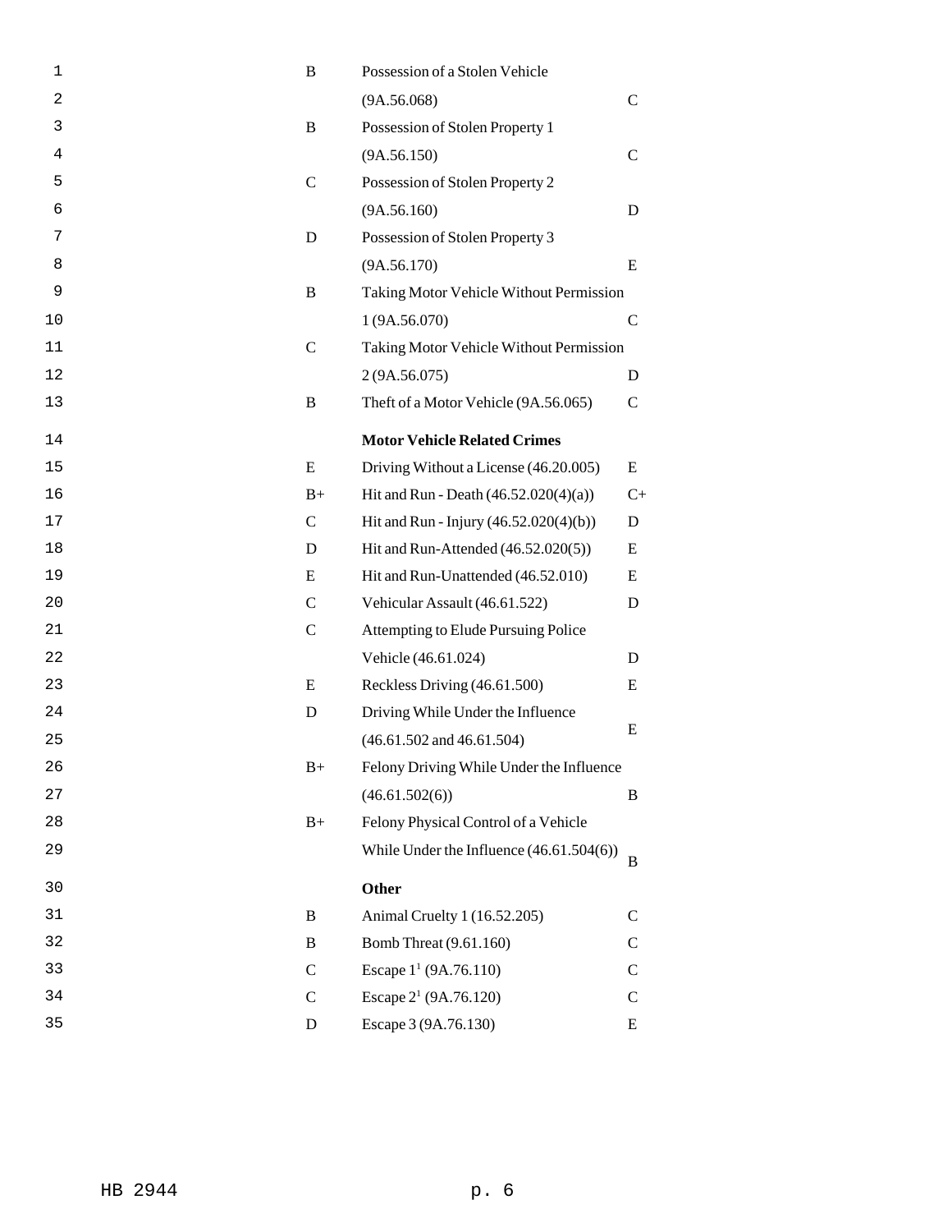| | | |
|---|---|---|
| B | Possession of a Stolen Vehicle (9A.56.068) | C |
| B | Possession of Stolen Property 1 (9A.56.150) | C |
| C | Possession of Stolen Property 2 (9A.56.160) | D |
| D | Possession of Stolen Property 3 (9A.56.170) | E |
| B | Taking Motor Vehicle Without Permission 1 (9A.56.070) | C |
| C | Taking Motor Vehicle Without Permission 2 (9A.56.075) | D |
| B | Theft of a Motor Vehicle (9A.56.065) | C |
| | **Motor Vehicle Related Crimes** | |
| E | Driving Without a License (46.20.005) | E |
| B+ | Hit and Run - Death (46.52.020(4)(a)) | C+ |
| C | Hit and Run - Injury (46.52.020(4)(b)) | D |
| D | Hit and Run-Attended (46.52.020(5)) | E |
| E | Hit and Run-Unattended (46.52.010) | E |
| C | Vehicular Assault (46.61.522) | D |
| C | Attempting to Elude Pursuing Police Vehicle (46.61.024) | D |
| E | Reckless Driving (46.61.500) | E |
| D | Driving While Under the Influence (46.61.502 and 46.61.504) | E |
| B+ | Felony Driving While Under the Influence (46.61.502(6)) | B |
| B+ | Felony Physical Control of a Vehicle While Under the Influence (46.61.504(6)) | B |
| | **Other** | |
| B | Animal Cruelty 1 (16.52.205) | C |
| B | Bomb Threat (9.61.160) | C |
| C | Escape 1[1] (9A.76.110) | C |
| C | Escape 2[1] (9A.76.120) | C |
| D | Escape 3 (9A.76.130) | E |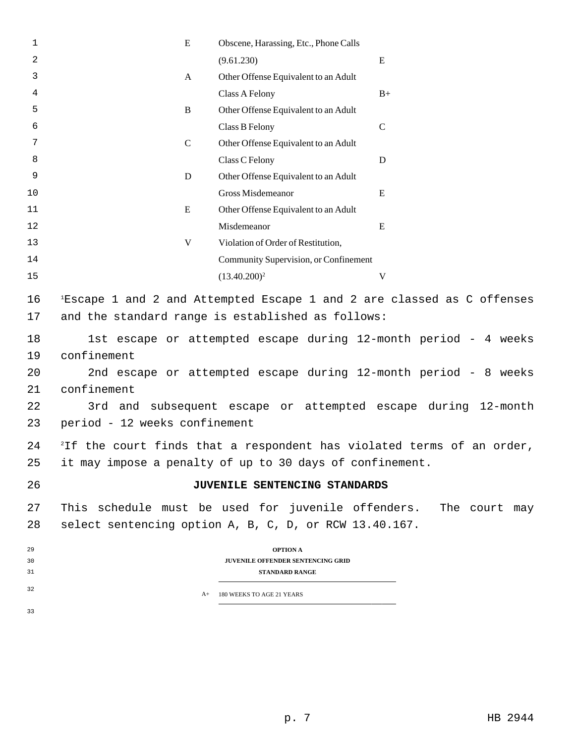| Juvenile Disposition Offense Category | Description (RCW Citation) | Juvenile Disposition Category for Attempt, Bailjump, Conspiracy, or Solicitation |
|---|---|---|
| E | Obscene, Harassing, Etc., Phone Calls (9.61.230) | E |
| A | Other Offense Equivalent to an Adult Class A Felony | B+ |
| B | Other Offense Equivalent to an Adult Class B Felony | C |
| C | Other Offense Equivalent to an Adult Class C Felony | D |
| D | Other Offense Equivalent to an Adult Gross Misdemeanor | E |
| E | Other Offense Equivalent to an Adult Misdemeanor | E |
| V | Violation of Order of Restitution, Community Supervision, or Confinement (13.40.200)[2] | V |

[1]Escape 1 and 2 and Attempted Escape 1 and 2 are classed as C offenses and the standard range is established as follows:

1st escape or attempted escape during 12-month period - 4 weeks confinement

2nd escape or attempted escape during 12-month period - 8 weeks confinement

3rd and subsequent escape or attempted escape during 12-month period - 12 weeks confinement

[2]If the court finds that a respondent has violated terms of an order, it may impose a penalty of up to 30 days of confinement.

## JUVENILE SENTENCING STANDARDS

This schedule must be used for juvenile offenders. The court may select sentencing option A, B, C, D, or RCW 13.40.167.

**OPTION A**

**JUVENILE OFFENDER SENTENCING GRID**

**STANDARD RANGE**

| | |
|---|---|
| A+ | 180 WEEKS TO AGE 21 YEARS |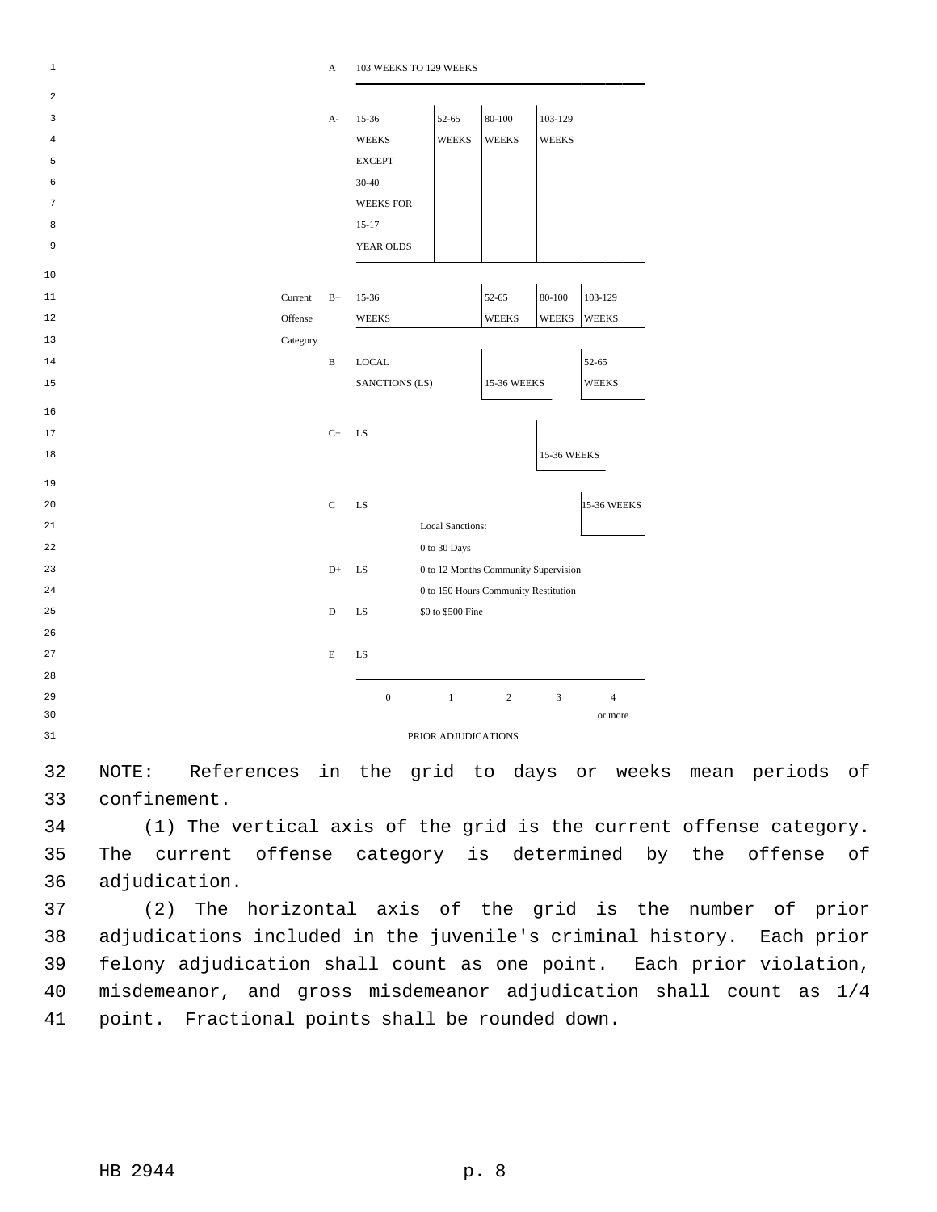| Current Offense Category | | 0 | 1 | 2 | 3 | 4 or more |
|---|---|---|---|---|---|---|
| | A | 103 WEEKS TO 129 WEEKS | | | | |
| | A- | 15-36 WEEKS EXCEPT 30-40 WEEKS FOR 15-17 YEAR OLDS | 52-65 WEEKS | 80-100 WEEKS | 103-129 WEEKS | |
| | B+ | 15-36 WEEKS | | 52-65 WEEKS | 80-100 WEEKS | 103-129 WEEKS |
| | B | LOCAL SANCTIONS (LS) | | 15-36 WEEKS | | 52-65 WEEKS |
| | C+ | LS | | | 15-36 WEEKS | |
| | C | LS | | | | 15-36 WEEKS |
| | D+ | LS | | | | |
| | D | LS | | | | |
| | E | LS | | | | |
| | | PRIOR ADJUDICATIONS | | | | |

Local Sanctions:
0 to 30 Days
0 to 12 Months Community Supervision
0 to 150 Hours Community Restitution
$0 to $500 Fine

NOTE: References in the grid to days or weeks mean periods of confinement.

(1) The vertical axis of the grid is the current offense category. The current offense category is determined by the offense of adjudication.

(2) The horizontal axis of the grid is the number of prior adjudications included in the juvenile's criminal history. Each prior felony adjudication shall count as one point. Each prior violation, misdemeanor, and gross misdemeanor adjudication shall count as 1/4 point. Fractional points shall be rounded down.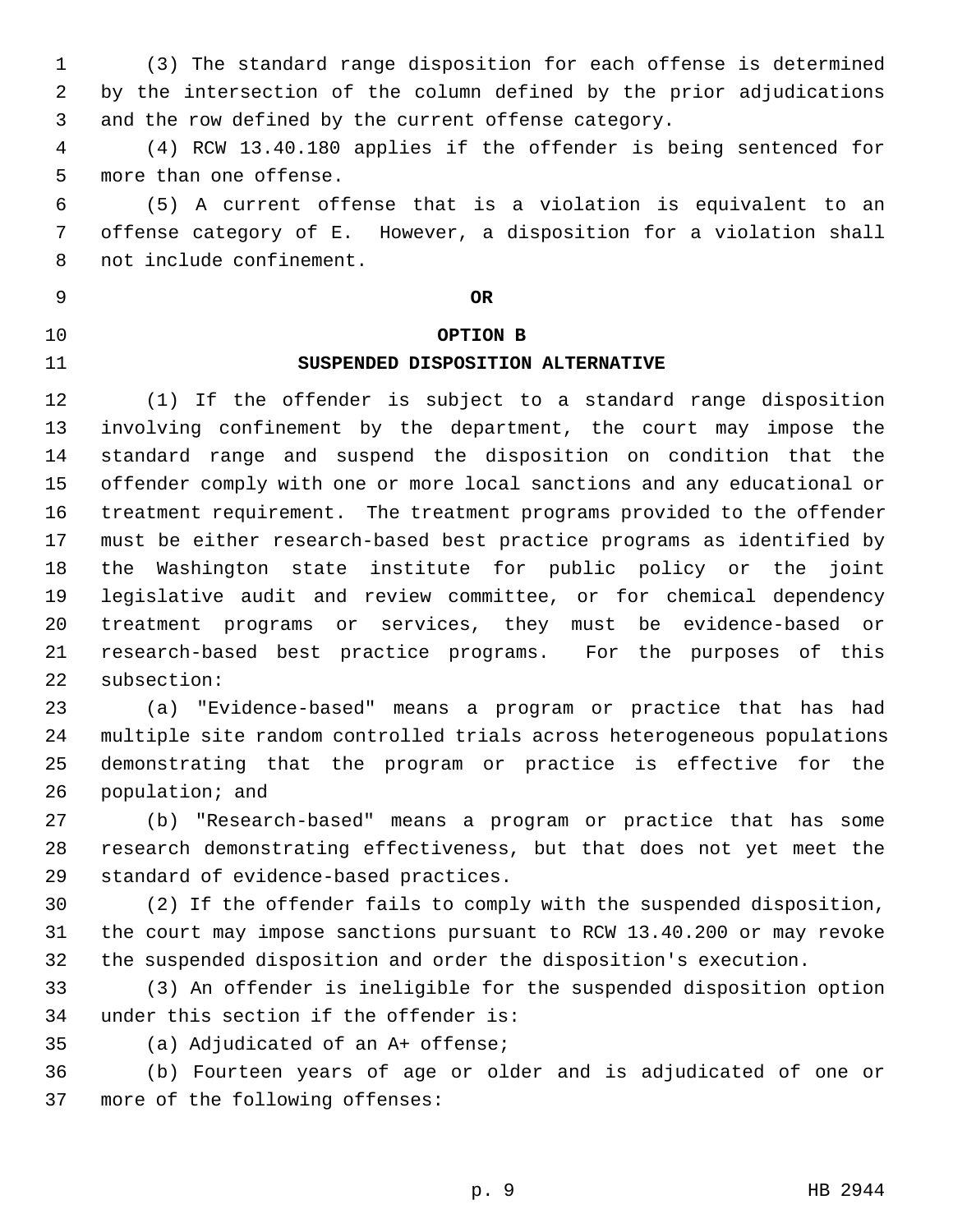(3) The standard range disposition for each offense is determined by the intersection of the column defined by the prior adjudications and the row defined by the current offense category.

(4) RCW 13.40.180 applies if the offender is being sentenced for more than one offense.

(5) A current offense that is a violation is equivalent to an offense category of E. However, a disposition for a violation shall not include confinement.

**OR**

**OPTION B**

**SUSPENDED DISPOSITION ALTERNATIVE**

(1) If the offender is subject to a standard range disposition involving confinement by the department, the court may impose the standard range and suspend the disposition on condition that the offender comply with one or more local sanctions and any educational or treatment requirement. The treatment programs provided to the offender must be either research-based best practice programs as identified by the Washington state institute for public policy or the joint legislative audit and review committee, or for chemical dependency treatment programs or services, they must be evidence-based or research-based best practice programs. For the purposes of this subsection:

(a) "Evidence-based" means a program or practice that has had multiple site random controlled trials across heterogeneous populations demonstrating that the program or practice is effective for the population; and

(b) "Research-based" means a program or practice that has some research demonstrating effectiveness, but that does not yet meet the standard of evidence-based practices.

(2) If the offender fails to comply with the suspended disposition, the court may impose sanctions pursuant to RCW 13.40.200 or may revoke the suspended disposition and order the disposition's execution.

(3) An offender is ineligible for the suspended disposition option under this section if the offender is:

(a) Adjudicated of an A+ offense;

(b) Fourteen years of age or older and is adjudicated of one or more of the following offenses: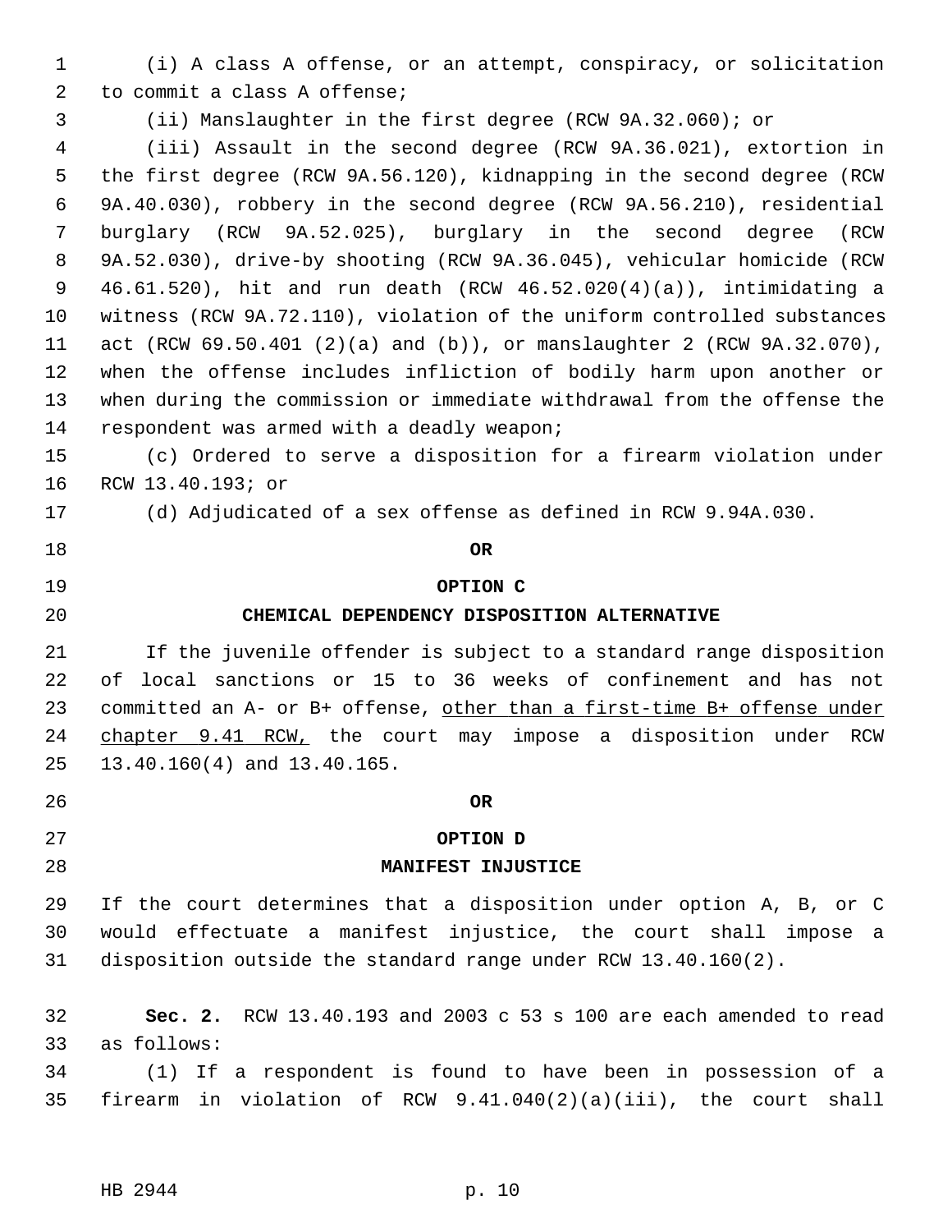(i) A class A offense, or an attempt, conspiracy, or solicitation to commit a class A offense;

(ii) Manslaughter in the first degree (RCW 9A.32.060); or

(iii) Assault in the second degree (RCW 9A.36.021), extortion in the first degree (RCW 9A.56.120), kidnapping in the second degree (RCW 9A.40.030), robbery in the second degree (RCW 9A.56.210), residential burglary (RCW 9A.52.025), burglary in the second degree (RCW 9A.52.030), drive-by shooting (RCW 9A.36.045), vehicular homicide (RCW 46.61.520), hit and run death (RCW 46.52.020(4)(a)), intimidating a witness (RCW 9A.72.110), violation of the uniform controlled substances act (RCW 69.50.401 (2)(a) and (b)), or manslaughter 2 (RCW 9A.32.070), when the offense includes infliction of bodily harm upon another or when during the commission or immediate withdrawal from the offense the respondent was armed with a deadly weapon;

(c) Ordered to serve a disposition for a firearm violation under RCW 13.40.193; or

(d) Adjudicated of a sex offense as defined in RCW 9.94A.030.

**OR**

**OPTION C**

**CHEMICAL DEPENDENCY DISPOSITION ALTERNATIVE**

If the juvenile offender is subject to a standard range disposition of local sanctions or 15 to 36 weeks of confinement and has not committed an A- or B+ offense, <u>other than a first-time B+ offense under chapter 9.41 RCW,</u> the court may impose a disposition under RCW 13.40.160(4) and 13.40.165.

**OR**

**OPTION D**

**MANIFEST INJUSTICE**

If the court determines that a disposition under option A, B, or C would effectuate a manifest injustice, the court shall impose a disposition outside the standard range under RCW 13.40.160(2).

**Sec. 2.** RCW 13.40.193 and 2003 c 53 s 100 are each amended to read as follows:

(1) If a respondent is found to have been in possession of a firearm in violation of RCW 9.41.040(2)(a)(iii), the court shall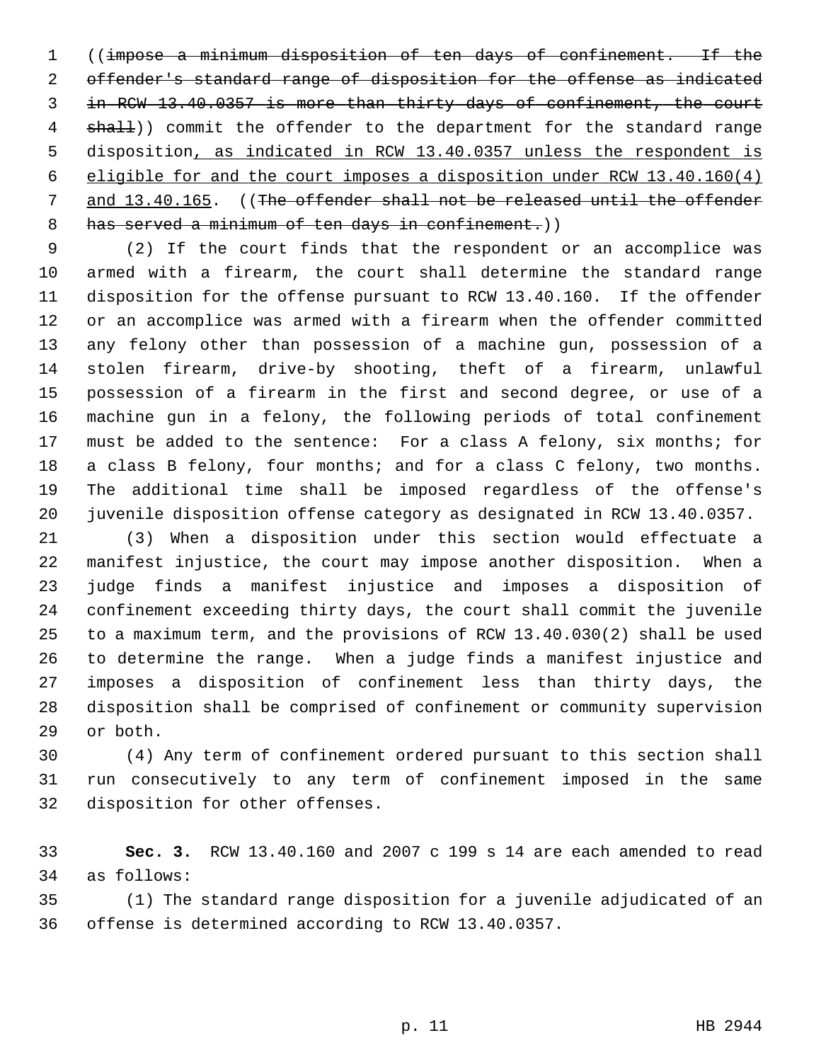((~~impose a minimum disposition of ten days of confinement. If the offender's standard range of disposition for the offense as indicated in RCW 13.40.0357 is more than thirty days of confinement, the court shall~~)) commit the offender to the department for the standard range disposition<u>, as indicated in RCW 13.40.0357 unless the respondent is eligible for and the court imposes a disposition under RCW 13.40.160(4) and 13.40.165</u>. ((~~The offender shall not be released until the offender has served a minimum of ten days in confinement.~~))

(2) If the court finds that the respondent or an accomplice was armed with a firearm, the court shall determine the standard range disposition for the offense pursuant to RCW 13.40.160. If the offender or an accomplice was armed with a firearm when the offender committed any felony other than possession of a machine gun, possession of a stolen firearm, drive-by shooting, theft of a firearm, unlawful possession of a firearm in the first and second degree, or use of a machine gun in a felony, the following periods of total confinement must be added to the sentence: For a class A felony, six months; for a class B felony, four months; and for a class C felony, two months. The additional time shall be imposed regardless of the offense's juvenile disposition offense category as designated in RCW 13.40.0357.

(3) When a disposition under this section would effectuate a manifest injustice, the court may impose another disposition. When a judge finds a manifest injustice and imposes a disposition of confinement exceeding thirty days, the court shall commit the juvenile to a maximum term, and the provisions of RCW 13.40.030(2) shall be used to determine the range. When a judge finds a manifest injustice and imposes a disposition of confinement less than thirty days, the disposition shall be comprised of confinement or community supervision or both.

(4) Any term of confinement ordered pursuant to this section shall run consecutively to any term of confinement imposed in the same disposition for other offenses.

**Sec. 3.** RCW 13.40.160 and 2007 c 199 s 14 are each amended to read as follows:

(1) The standard range disposition for a juvenile adjudicated of an offense is determined according to RCW 13.40.0357.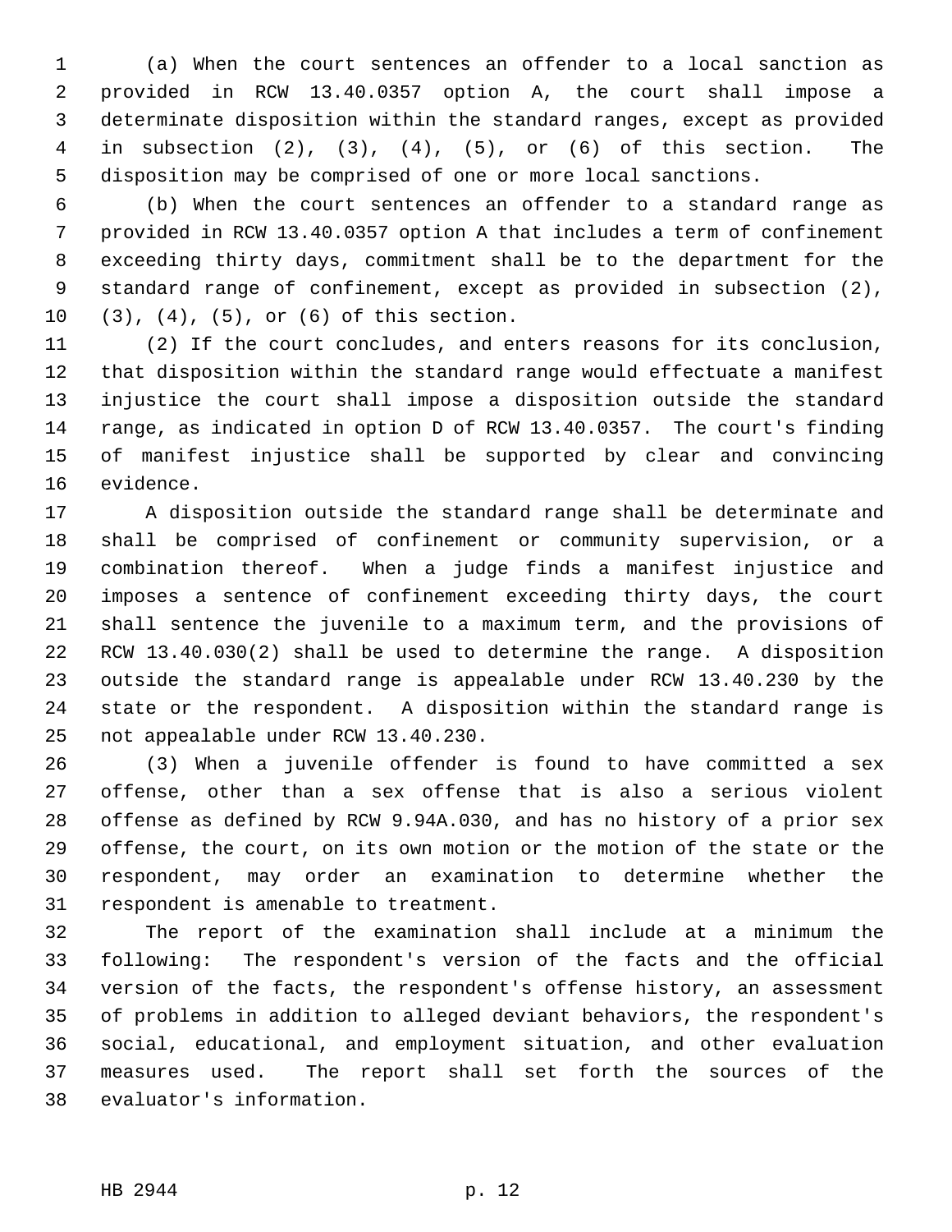(a) When the court sentences an offender to a local sanction as provided in RCW 13.40.0357 option A, the court shall impose a determinate disposition within the standard ranges, except as provided in subsection (2), (3), (4), (5), or (6) of this section. The disposition may be comprised of one or more local sanctions.

(b) When the court sentences an offender to a standard range as provided in RCW 13.40.0357 option A that includes a term of confinement exceeding thirty days, commitment shall be to the department for the standard range of confinement, except as provided in subsection (2), (3), (4), (5), or (6) of this section.

(2) If the court concludes, and enters reasons for its conclusion, that disposition within the standard range would effectuate a manifest injustice the court shall impose a disposition outside the standard range, as indicated in option D of RCW 13.40.0357. The court's finding of manifest injustice shall be supported by clear and convincing evidence.

A disposition outside the standard range shall be determinate and shall be comprised of confinement or community supervision, or a combination thereof. When a judge finds a manifest injustice and imposes a sentence of confinement exceeding thirty days, the court shall sentence the juvenile to a maximum term, and the provisions of RCW 13.40.030(2) shall be used to determine the range. A disposition outside the standard range is appealable under RCW 13.40.230 by the state or the respondent. A disposition within the standard range is not appealable under RCW 13.40.230.

(3) When a juvenile offender is found to have committed a sex offense, other than a sex offense that is also a serious violent offense as defined by RCW 9.94A.030, and has no history of a prior sex offense, the court, on its own motion or the motion of the state or the respondent, may order an examination to determine whether the respondent is amenable to treatment.

The report of the examination shall include at a minimum the following: The respondent's version of the facts and the official version of the facts, the respondent's offense history, an assessment of problems in addition to alleged deviant behaviors, the respondent's social, educational, and employment situation, and other evaluation measures used. The report shall set forth the sources of the evaluator's information.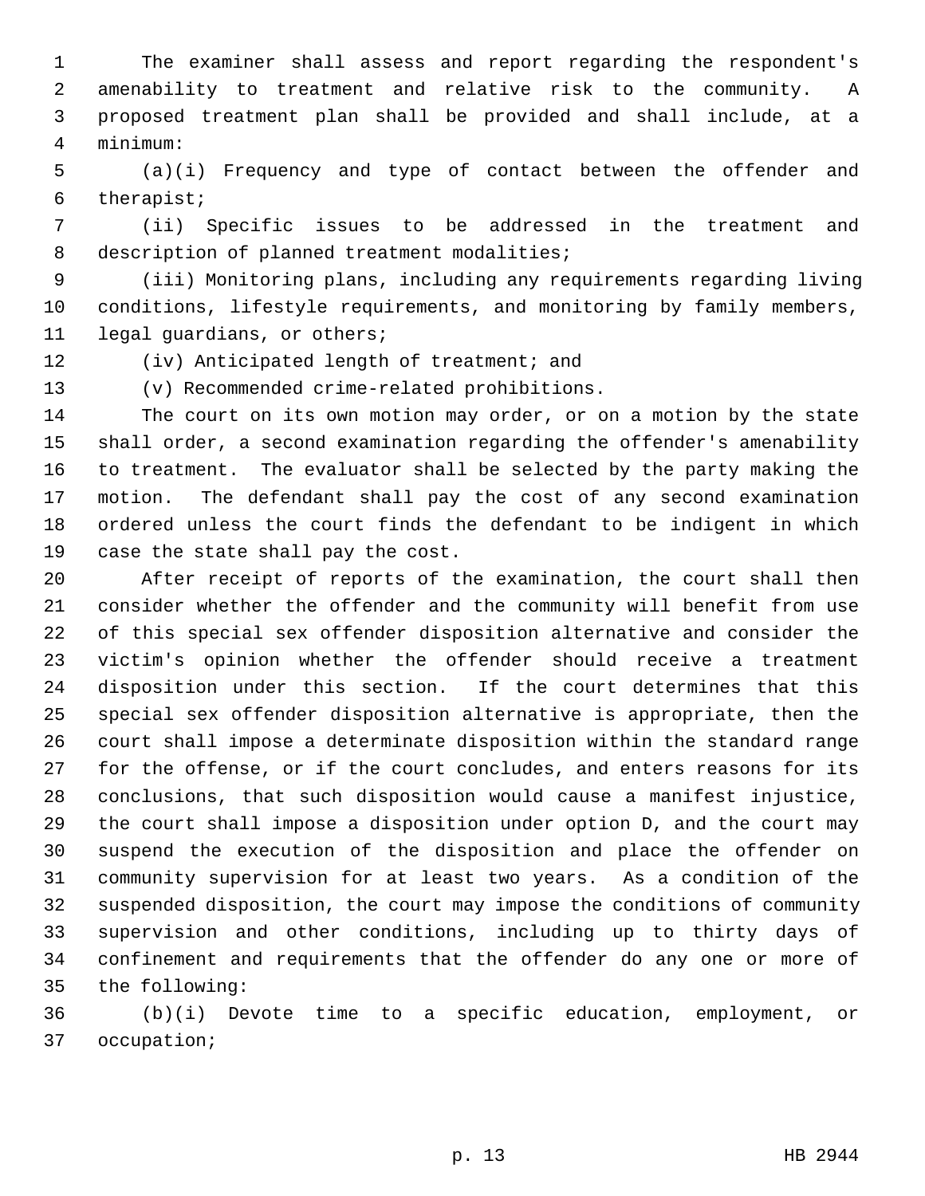The examiner shall assess and report regarding the respondent's amenability to treatment and relative risk to the community. A proposed treatment plan shall be provided and shall include, at a minimum:

(a)(i) Frequency and type of contact between the offender and therapist;

(ii) Specific issues to be addressed in the treatment and description of planned treatment modalities;

(iii) Monitoring plans, including any requirements regarding living conditions, lifestyle requirements, and monitoring by family members, legal guardians, or others;

(iv) Anticipated length of treatment; and

(v) Recommended crime-related prohibitions.

The court on its own motion may order, or on a motion by the state shall order, a second examination regarding the offender's amenability to treatment. The evaluator shall be selected by the party making the motion. The defendant shall pay the cost of any second examination ordered unless the court finds the defendant to be indigent in which case the state shall pay the cost.

After receipt of reports of the examination, the court shall then consider whether the offender and the community will benefit from use of this special sex offender disposition alternative and consider the victim's opinion whether the offender should receive a treatment disposition under this section. If the court determines that this special sex offender disposition alternative is appropriate, then the court shall impose a determinate disposition within the standard range for the offense, or if the court concludes, and enters reasons for its conclusions, that such disposition would cause a manifest injustice, the court shall impose a disposition under option D, and the court may suspend the execution of the disposition and place the offender on community supervision for at least two years. As a condition of the suspended disposition, the court may impose the conditions of community supervision and other conditions, including up to thirty days of confinement and requirements that the offender do any one or more of the following:

(b)(i) Devote time to a specific education, employment, or occupation;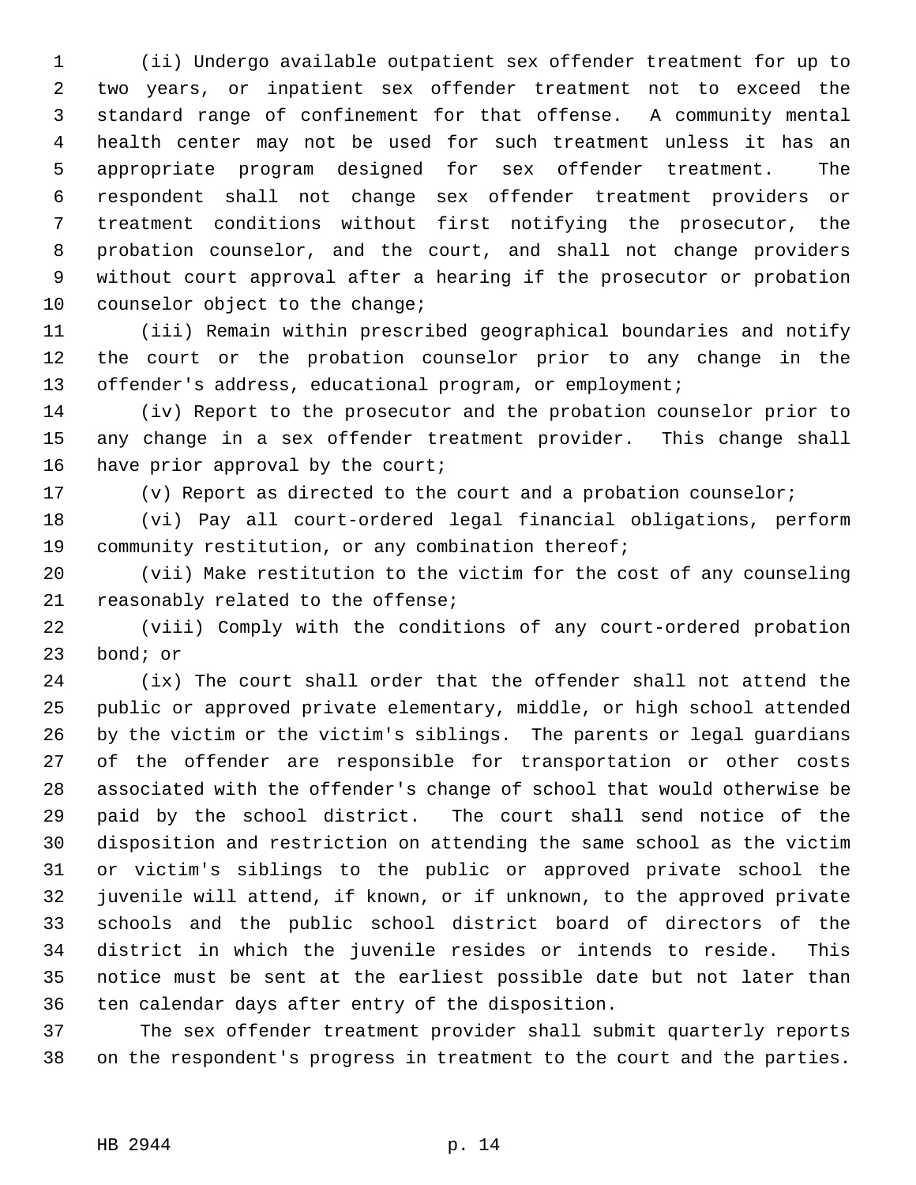(ii) Undergo available outpatient sex offender treatment for up to two years, or inpatient sex offender treatment not to exceed the standard range of confinement for that offense. A community mental health center may not be used for such treatment unless it has an appropriate program designed for sex offender treatment. The respondent shall not change sex offender treatment providers or treatment conditions without first notifying the prosecutor, the probation counselor, and the court, and shall not change providers without court approval after a hearing if the prosecutor or probation counselor object to the change;

(iii) Remain within prescribed geographical boundaries and notify the court or the probation counselor prior to any change in the offender's address, educational program, or employment;

(iv) Report to the prosecutor and the probation counselor prior to any change in a sex offender treatment provider. This change shall have prior approval by the court;

(v) Report as directed to the court and a probation counselor;

(vi) Pay all court-ordered legal financial obligations, perform community restitution, or any combination thereof;

(vii) Make restitution to the victim for the cost of any counseling reasonably related to the offense;

(viii) Comply with the conditions of any court-ordered probation bond; or

(ix) The court shall order that the offender shall not attend the public or approved private elementary, middle, or high school attended by the victim or the victim's siblings. The parents or legal guardians of the offender are responsible for transportation or other costs associated with the offender's change of school that would otherwise be paid by the school district. The court shall send notice of the disposition and restriction on attending the same school as the victim or victim's siblings to the public or approved private school the juvenile will attend, if known, or if unknown, to the approved private schools and the public school district board of directors of the district in which the juvenile resides or intends to reside. This notice must be sent at the earliest possible date but not later than ten calendar days after entry of the disposition.

The sex offender treatment provider shall submit quarterly reports on the respondent's progress in treatment to the court and the parties.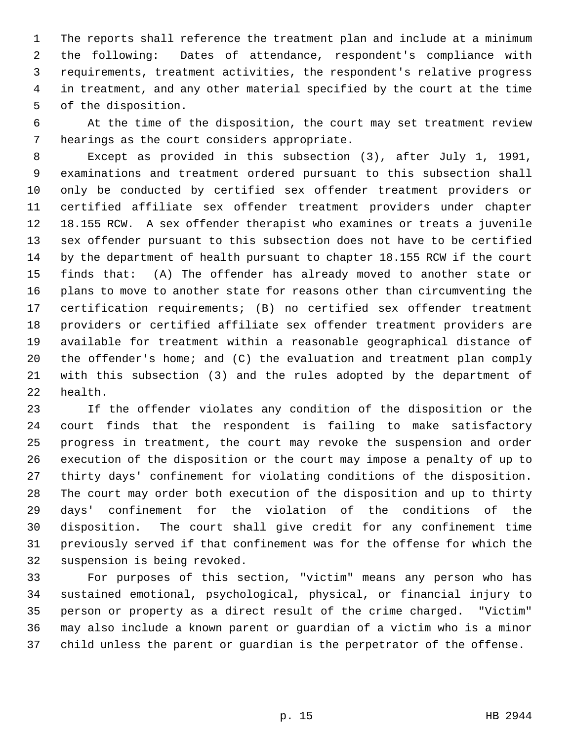The reports shall reference the treatment plan and include at a minimum the following: Dates of attendance, respondent's compliance with requirements, treatment activities, the respondent's relative progress in treatment, and any other material specified by the court at the time of the disposition.

At the time of the disposition, the court may set treatment review hearings as the court considers appropriate.

Except as provided in this subsection (3), after July 1, 1991, examinations and treatment ordered pursuant to this subsection shall only be conducted by certified sex offender treatment providers or certified affiliate sex offender treatment providers under chapter 18.155 RCW. A sex offender therapist who examines or treats a juvenile sex offender pursuant to this subsection does not have to be certified by the department of health pursuant to chapter 18.155 RCW if the court finds that: (A) The offender has already moved to another state or plans to move to another state for reasons other than circumventing the certification requirements; (B) no certified sex offender treatment providers or certified affiliate sex offender treatment providers are available for treatment within a reasonable geographical distance of the offender's home; and (C) the evaluation and treatment plan comply with this subsection (3) and the rules adopted by the department of health.

If the offender violates any condition of the disposition or the court finds that the respondent is failing to make satisfactory progress in treatment, the court may revoke the suspension and order execution of the disposition or the court may impose a penalty of up to thirty days' confinement for violating conditions of the disposition. The court may order both execution of the disposition and up to thirty days' confinement for the violation of the conditions of the disposition. The court shall give credit for any confinement time previously served if that confinement was for the offense for which the suspension is being revoked.

For purposes of this section, "victim" means any person who has sustained emotional, psychological, physical, or financial injury to person or property as a direct result of the crime charged. "Victim" may also include a known parent or guardian of a victim who is a minor child unless the parent or guardian is the perpetrator of the offense.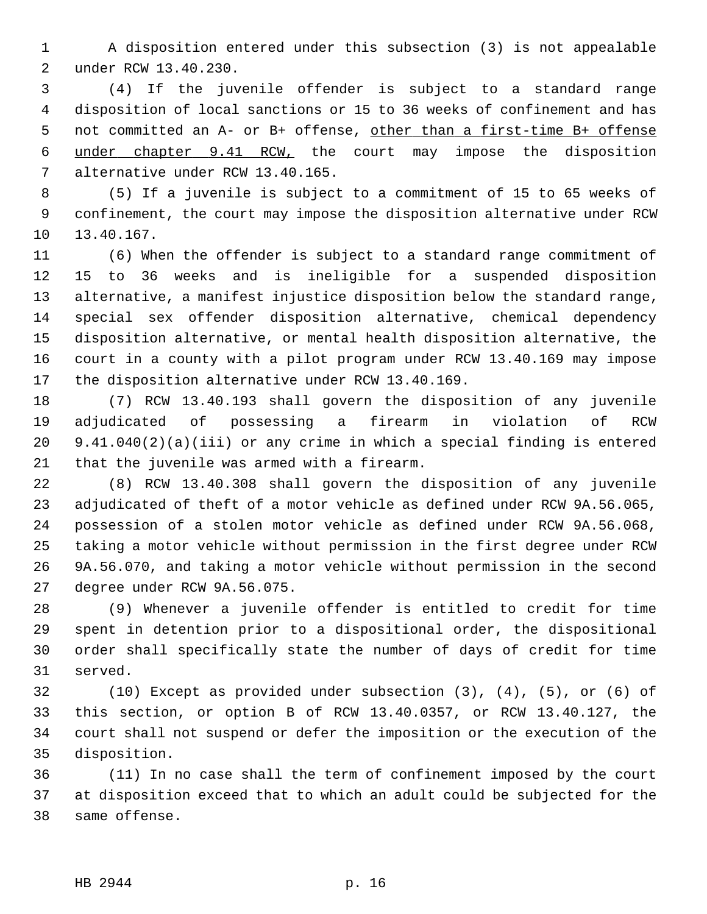A disposition entered under this subsection (3) is not appealable under RCW 13.40.230.

(4) If the juvenile offender is subject to a standard range disposition of local sanctions or 15 to 36 weeks of confinement and has not committed an A- or B+ offense, <u>other than a first-time B+ offense under chapter 9.41 RCW,</u> the court may impose the disposition alternative under RCW 13.40.165.

(5) If a juvenile is subject to a commitment of 15 to 65 weeks of confinement, the court may impose the disposition alternative under RCW 13.40.167.

(6) When the offender is subject to a standard range commitment of 15 to 36 weeks and is ineligible for a suspended disposition alternative, a manifest injustice disposition below the standard range, special sex offender disposition alternative, chemical dependency disposition alternative, or mental health disposition alternative, the court in a county with a pilot program under RCW 13.40.169 may impose the disposition alternative under RCW 13.40.169.

(7) RCW 13.40.193 shall govern the disposition of any juvenile adjudicated of possessing a firearm in violation of RCW 9.41.040(2)(a)(iii) or any crime in which a special finding is entered that the juvenile was armed with a firearm.

(8) RCW 13.40.308 shall govern the disposition of any juvenile adjudicated of theft of a motor vehicle as defined under RCW 9A.56.065, possession of a stolen motor vehicle as defined under RCW 9A.56.068, taking a motor vehicle without permission in the first degree under RCW 9A.56.070, and taking a motor vehicle without permission in the second degree under RCW 9A.56.075.

(9) Whenever a juvenile offender is entitled to credit for time spent in detention prior to a dispositional order, the dispositional order shall specifically state the number of days of credit for time served.

(10) Except as provided under subsection (3), (4), (5), or (6) of this section, or option B of RCW 13.40.0357, or RCW 13.40.127, the court shall not suspend or defer the imposition or the execution of the disposition.

(11) In no case shall the term of confinement imposed by the court at disposition exceed that to which an adult could be subjected for the same offense.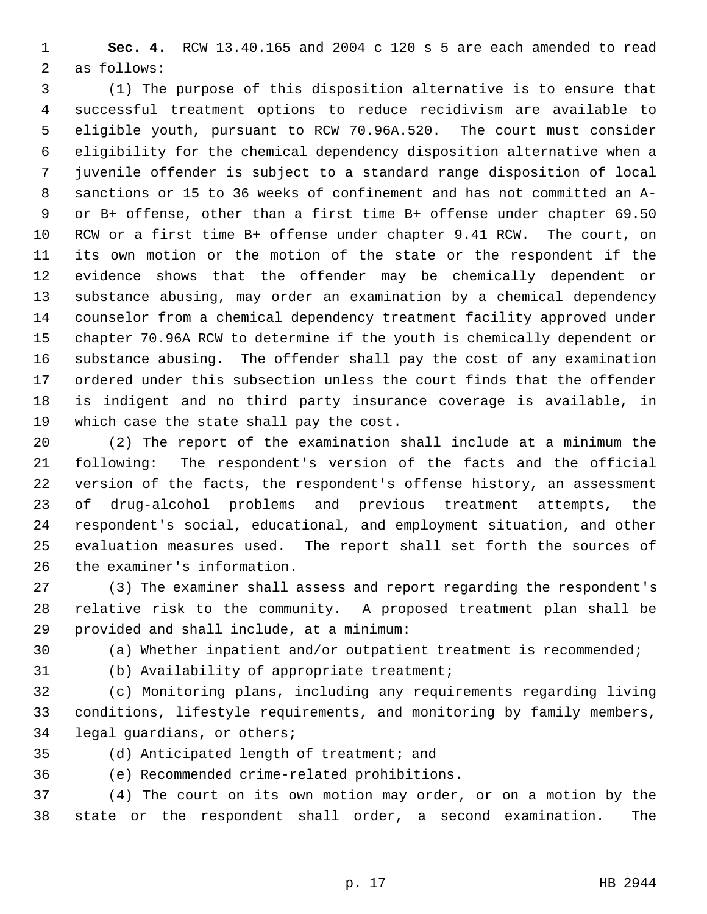**Sec. 4.** RCW 13.40.165 and 2004 c 120 s 5 are each amended to read as follows:

(1) The purpose of this disposition alternative is to ensure that successful treatment options to reduce recidivism are available to eligible youth, pursuant to RCW 70.96A.520. The court must consider eligibility for the chemical dependency disposition alternative when a juvenile offender is subject to a standard range disposition of local sanctions or 15 to 36 weeks of confinement and has not committed an A- or B+ offense, other than a first time B+ offense under chapter 69.50 RCW <u>or a first time B+ offense under chapter 9.41 RCW</u>. The court, on its own motion or the motion of the state or the respondent if the evidence shows that the offender may be chemically dependent or substance abusing, may order an examination by a chemical dependency counselor from a chemical dependency treatment facility approved under chapter 70.96A RCW to determine if the youth is chemically dependent or substance abusing. The offender shall pay the cost of any examination ordered under this subsection unless the court finds that the offender is indigent and no third party insurance coverage is available, in which case the state shall pay the cost.

(2) The report of the examination shall include at a minimum the following: The respondent's version of the facts and the official version of the facts, the respondent's offense history, an assessment of drug-alcohol problems and previous treatment attempts, the respondent's social, educational, and employment situation, and other evaluation measures used. The report shall set forth the sources of the examiner's information.

(3) The examiner shall assess and report regarding the respondent's relative risk to the community. A proposed treatment plan shall be provided and shall include, at a minimum:

(a) Whether inpatient and/or outpatient treatment is recommended;

(b) Availability of appropriate treatment;

(c) Monitoring plans, including any requirements regarding living conditions, lifestyle requirements, and monitoring by family members, legal guardians, or others;

(d) Anticipated length of treatment; and

(e) Recommended crime-related prohibitions.

(4) The court on its own motion may order, or on a motion by the state or the respondent shall order, a second examination. The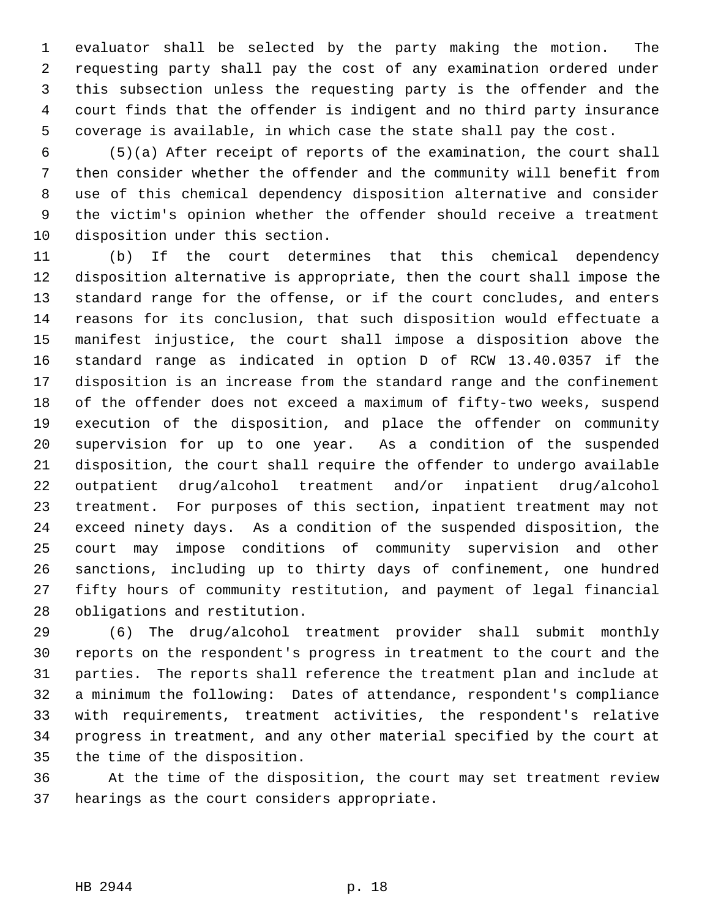evaluator shall be selected by the party making the motion. The requesting party shall pay the cost of any examination ordered under this subsection unless the requesting party is the offender and the court finds that the offender is indigent and no third party insurance coverage is available, in which case the state shall pay the cost.

(5)(a) After receipt of reports of the examination, the court shall then consider whether the offender and the community will benefit from use of this chemical dependency disposition alternative and consider the victim's opinion whether the offender should receive a treatment disposition under this section.

(b) If the court determines that this chemical dependency disposition alternative is appropriate, then the court shall impose the standard range for the offense, or if the court concludes, and enters reasons for its conclusion, that such disposition would effectuate a manifest injustice, the court shall impose a disposition above the standard range as indicated in option D of RCW 13.40.0357 if the disposition is an increase from the standard range and the confinement of the offender does not exceed a maximum of fifty-two weeks, suspend execution of the disposition, and place the offender on community supervision for up to one year. As a condition of the suspended disposition, the court shall require the offender to undergo available outpatient drug/alcohol treatment and/or inpatient drug/alcohol treatment. For purposes of this section, inpatient treatment may not exceed ninety days. As a condition of the suspended disposition, the court may impose conditions of community supervision and other sanctions, including up to thirty days of confinement, one hundred fifty hours of community restitution, and payment of legal financial obligations and restitution.

(6) The drug/alcohol treatment provider shall submit monthly reports on the respondent's progress in treatment to the court and the parties. The reports shall reference the treatment plan and include at a minimum the following: Dates of attendance, respondent's compliance with requirements, treatment activities, the respondent's relative progress in treatment, and any other material specified by the court at the time of the disposition.

At the time of the disposition, the court may set treatment review hearings as the court considers appropriate.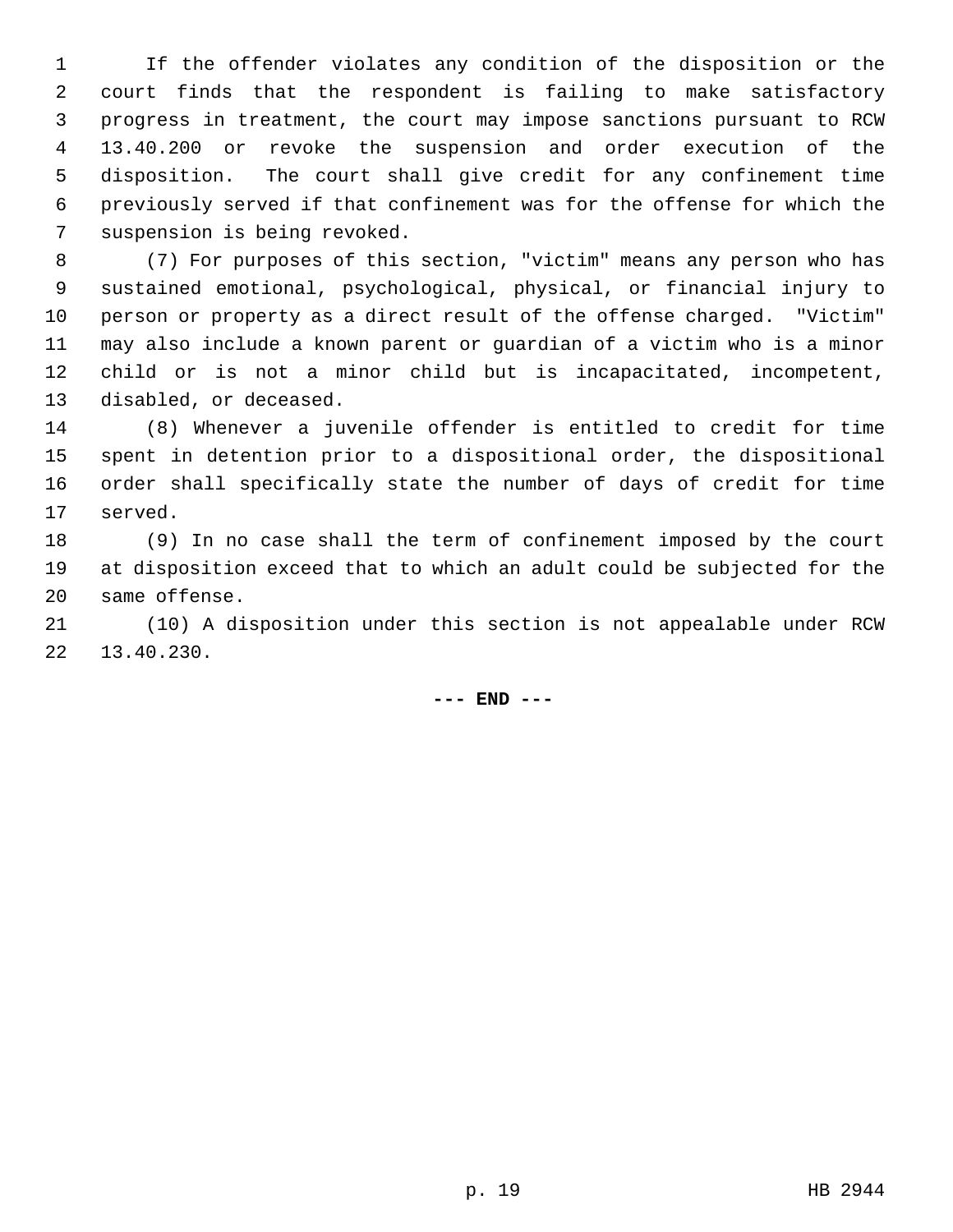If the offender violates any condition of the disposition or the court finds that the respondent is failing to make satisfactory progress in treatment, the court may impose sanctions pursuant to RCW 13.40.200 or revoke the suspension and order execution of the disposition. The court shall give credit for any confinement time previously served if that confinement was for the offense for which the suspension is being revoked.

(7) For purposes of this section, "victim" means any person who has sustained emotional, psychological, physical, or financial injury to person or property as a direct result of the offense charged. "Victim" may also include a known parent or guardian of a victim who is a minor child or is not a minor child but is incapacitated, incompetent, disabled, or deceased.

(8) Whenever a juvenile offender is entitled to credit for time spent in detention prior to a dispositional order, the dispositional order shall specifically state the number of days of credit for time served.

(9) In no case shall the term of confinement imposed by the court at disposition exceed that to which an adult could be subjected for the same offense.

(10) A disposition under this section is not appealable under RCW 13.40.230.

**--- END ---**